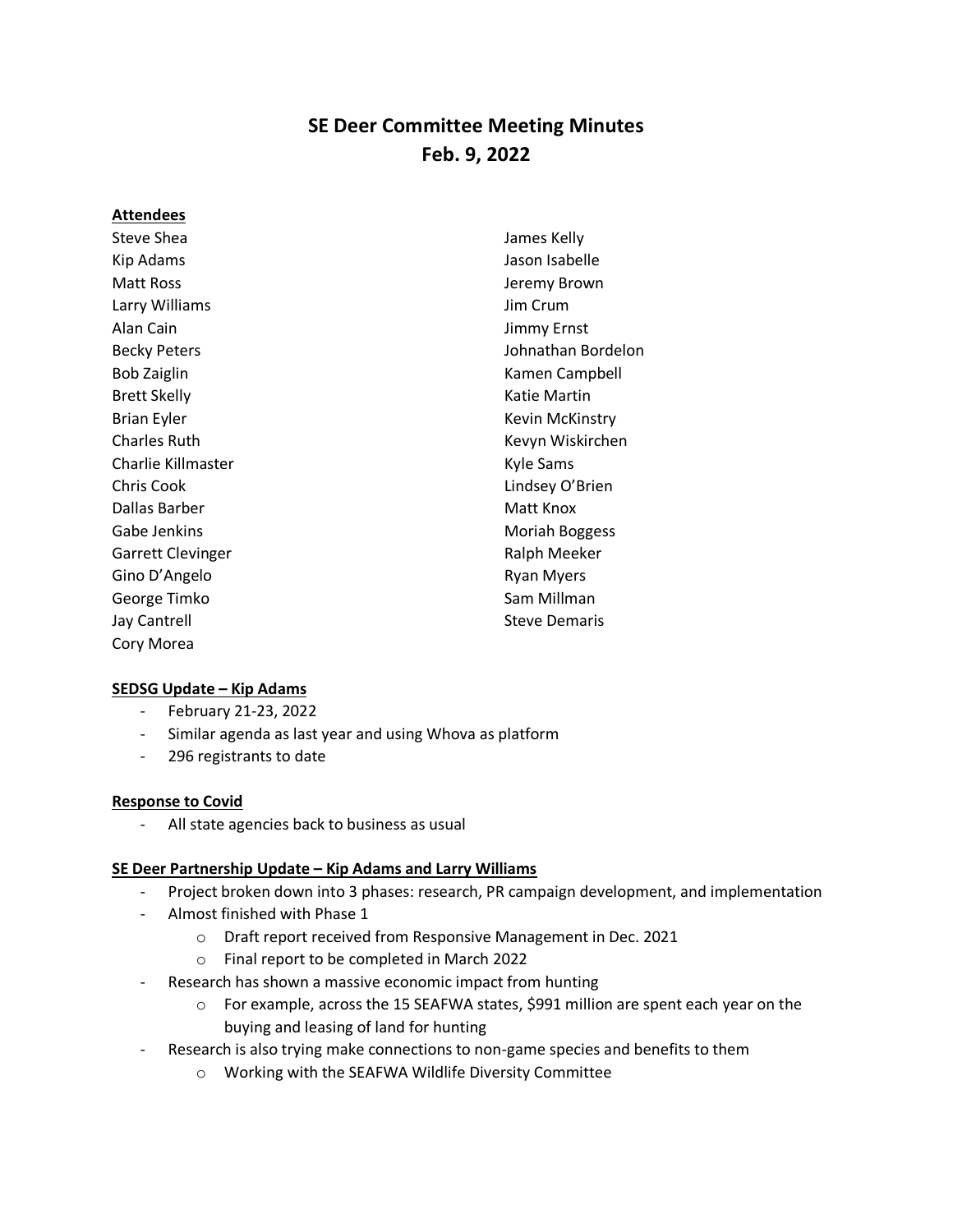# SE Deer Committee Meeting Minutes
# Feb. 9, 2022

**Attendees**

Steve Shea
Kip Adams
Matt Ross
Larry Williams
Alan Cain
Becky Peters
Bob Zaiglin
Brett Skelly
Brian Eyler
Charles Ruth
Charlie Killmaster
Chris Cook
Dallas Barber
Gabe Jenkins
Garrett Clevinger
Gino D'Angelo
George Timko
Jay Cantrell
Cory Morea
James Kelly
Jason Isabelle
Jeremy Brown
Jim Crum
Jimmy Ernst
Johnathan Bordelon
Kamen Campbell
Katie Martin
Kevin McKinstry
Kevyn Wiskirchen
Kyle Sams
Lindsey O'Brien
Matt Knox
Moriah Boggess
Ralph Meeker
Ryan Myers
Sam Millman
Steve Demaris

**SEDSG Update – Kip Adams**

- February 21-23, 2022
- Similar agenda as last year and using Whova as platform
- 296 registrants to date

**Response to Covid**

- All state agencies back to business as usual

**SE Deer Partnership Update – Kip Adams and Larry Williams**

- Project broken down into 3 phases: research, PR campaign development, and implementation
- Almost finished with Phase 1
  - Draft report received from Responsive Management in Dec. 2021
  - Final report to be completed in March 2022
- Research has shown a massive economic impact from hunting
  - For example, across the 15 SEAFWA states, $991 million are spent each year on the buying and leasing of land for hunting
- Research is also trying make connections to non-game species and benefits to them
  - Working with the SEAFWA Wildlife Diversity Committee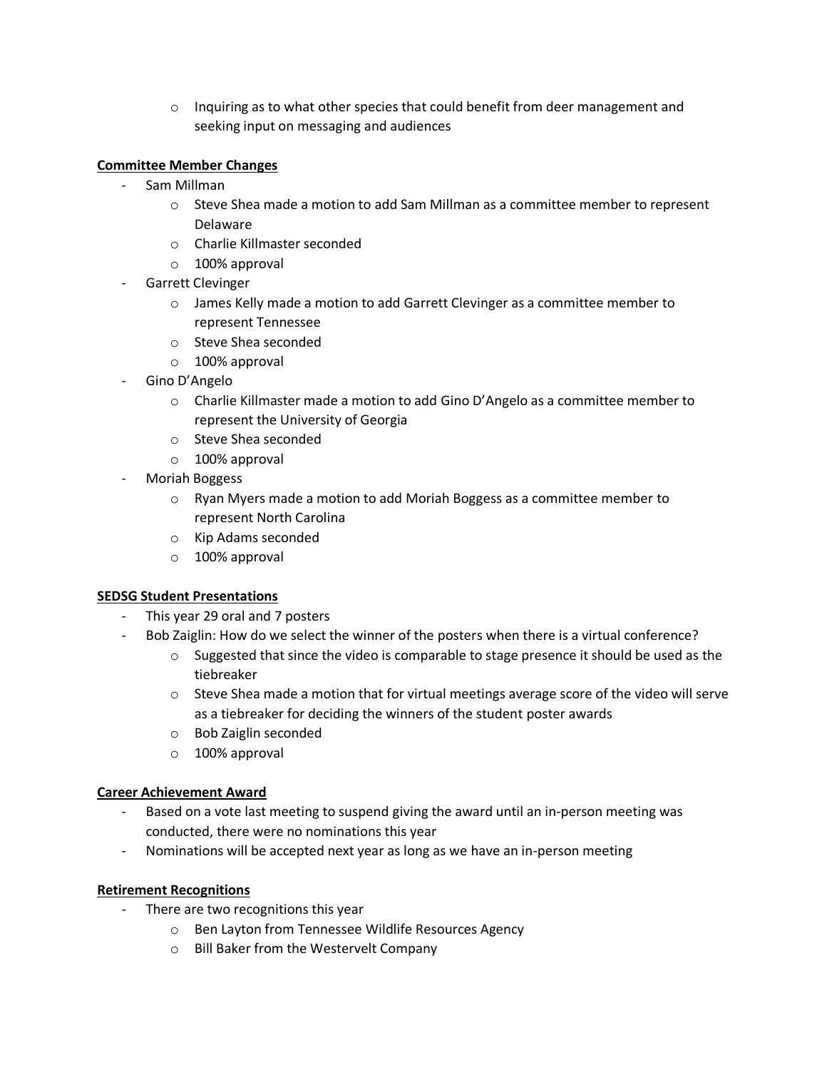- Inquiring as to what other species that could benefit from deer management and seeking input on messaging and audiences

**Committee Member Changes**

- Sam Millman
  - Steve Shea made a motion to add Sam Millman as a committee member to represent Delaware
  - Charlie Killmaster seconded
  - 100% approval
- Garrett Clevinger
  - James Kelly made a motion to add Garrett Clevinger as a committee member to represent Tennessee
  - Steve Shea seconded
  - 100% approval
- Gino D'Angelo
  - Charlie Killmaster made a motion to add Gino D'Angelo as a committee member to represent the University of Georgia
  - Steve Shea seconded
  - 100% approval
- Moriah Boggess
  - Ryan Myers made a motion to add Moriah Boggess as a committee member to represent North Carolina
  - Kip Adams seconded
  - 100% approval

**SEDSG Student Presentations**

- This year 29 oral and 7 posters
- Bob Zaiglin: How do we select the winner of the posters when there is a virtual conference?
  - Suggested that since the video is comparable to stage presence it should be used as the tiebreaker
  - Steve Shea made a motion that for virtual meetings average score of the video will serve as a tiebreaker for deciding the winners of the student poster awards
  - Bob Zaiglin seconded
  - 100% approval

**Career Achievement Award**

- Based on a vote last meeting to suspend giving the award until an in-person meeting was conducted, there were no nominations this year
- Nominations will be accepted next year as long as we have an in-person meeting

**Retirement Recognitions**

- There are two recognitions this year
  - Ben Layton from Tennessee Wildlife Resources Agency
  - Bill Baker from the Westervelt Company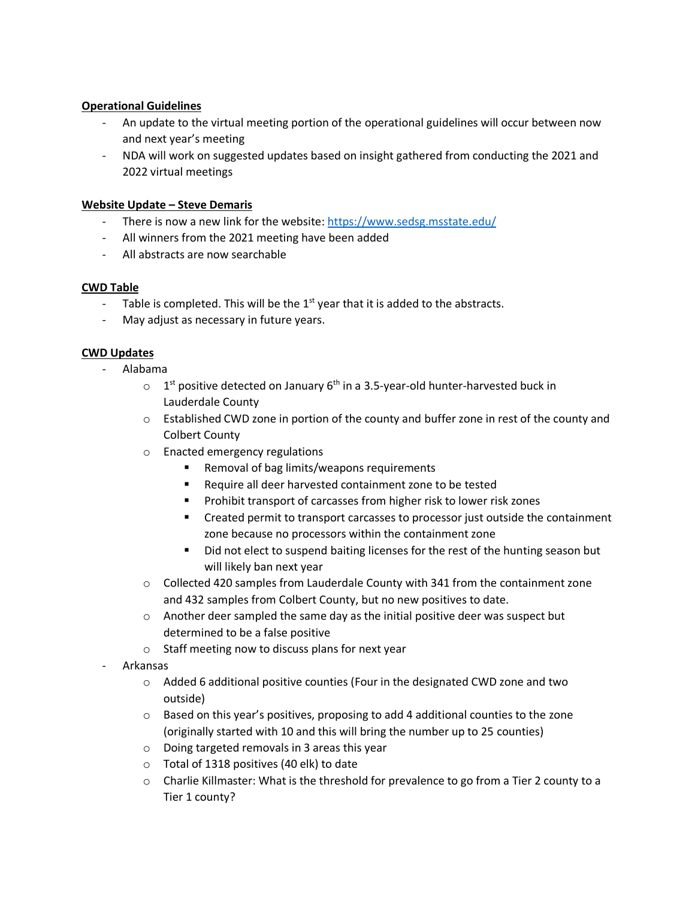**Operational Guidelines**

- An update to the virtual meeting portion of the operational guidelines will occur between now and next year's meeting
- NDA will work on suggested updates based on insight gathered from conducting the 2021 and 2022 virtual meetings

**Website Update – Steve Demaris**

- There is now a new link for the website: https://www.sedsg.msstate.edu/
- All winners from the 2021 meeting have been added
- All abstracts are now searchable

**CWD Table**

- Table is completed. This will be the 1st year that it is added to the abstracts.
- May adjust as necessary in future years.

**CWD Updates**

- Alabama
  - 1st positive detected on January 6th in a 3.5-year-old hunter-harvested buck in Lauderdale County
  - Established CWD zone in portion of the county and buffer zone in rest of the county and Colbert County
  - Enacted emergency regulations
    - Removal of bag limits/weapons requirements
    - Require all deer harvested containment zone to be tested
    - Prohibit transport of carcasses from higher risk to lower risk zones
    - Created permit to transport carcasses to processor just outside the containment zone because no processors within the containment zone
    - Did not elect to suspend baiting licenses for the rest of the hunting season but will likely ban next year
  - Collected 420 samples from Lauderdale County with 341 from the containment zone and 432 samples from Colbert County, but no new positives to date.
  - Another deer sampled the same day as the initial positive deer was suspect but determined to be a false positive
  - Staff meeting now to discuss plans for next year
- Arkansas
  - Added 6 additional positive counties (Four in the designated CWD zone and two outside)
  - Based on this year's positives, proposing to add 4 additional counties to the zone (originally started with 10 and this will bring the number up to 25 counties)
  - Doing targeted removals in 3 areas this year
  - Total of 1318 positives (40 elk) to date
  - Charlie Killmaster: What is the threshold for prevalence to go from a Tier 2 county to a Tier 1 county?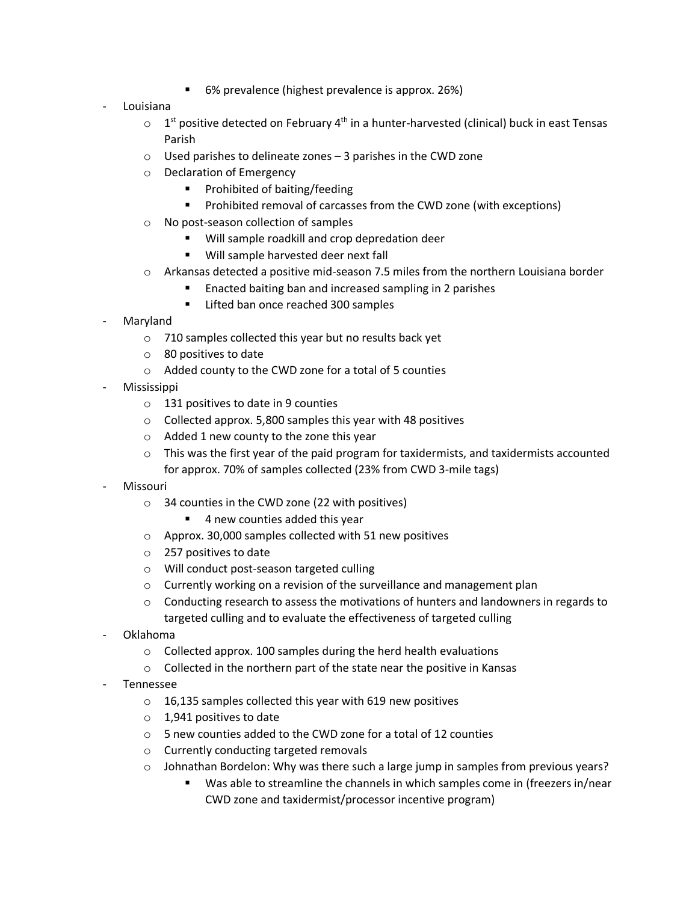- 6% prevalence (highest prevalence is approx. 26%)
- Louisiana
  - 1st positive detected on February 4th in a hunter-harvested (clinical) buck in east Tensas Parish
  - Used parishes to delineate zones – 3 parishes in the CWD zone
  - Declaration of Emergency
    - Prohibited of baiting/feeding
    - Prohibited removal of carcasses from the CWD zone (with exceptions)
  - No post-season collection of samples
    - Will sample roadkill and crop depredation deer
    - Will sample harvested deer next fall
  - Arkansas detected a positive mid-season 7.5 miles from the northern Louisiana border
    - Enacted baiting ban and increased sampling in 2 parishes
    - Lifted ban once reached 300 samples
- Maryland
  - 710 samples collected this year but no results back yet
  - 80 positives to date
  - Added county to the CWD zone for a total of 5 counties
- Mississippi
  - 131 positives to date in 9 counties
  - Collected approx. 5,800 samples this year with 48 positives
  - Added 1 new county to the zone this year
  - This was the first year of the paid program for taxidermists, and taxidermists accounted for approx. 70% of samples collected (23% from CWD 3-mile tags)
- Missouri
  - 34 counties in the CWD zone (22 with positives)
    - 4 new counties added this year
  - Approx. 30,000 samples collected with 51 new positives
  - 257 positives to date
  - Will conduct post-season targeted culling
  - Currently working on a revision of the surveillance and management plan
  - Conducting research to assess the motivations of hunters and landowners in regards to targeted culling and to evaluate the effectiveness of targeted culling
- Oklahoma
  - Collected approx. 100 samples during the herd health evaluations
  - Collected in the northern part of the state near the positive in Kansas
- Tennessee
  - 16,135 samples collected this year with 619 new positives
  - 1,941 positives to date
  - 5 new counties added to the CWD zone for a total of 12 counties
  - Currently conducting targeted removals
  - Johnathan Bordelon: Why was there such a large jump in samples from previous years?
    - Was able to streamline the channels in which samples come in (freezers in/near CWD zone and taxidermist/processor incentive program)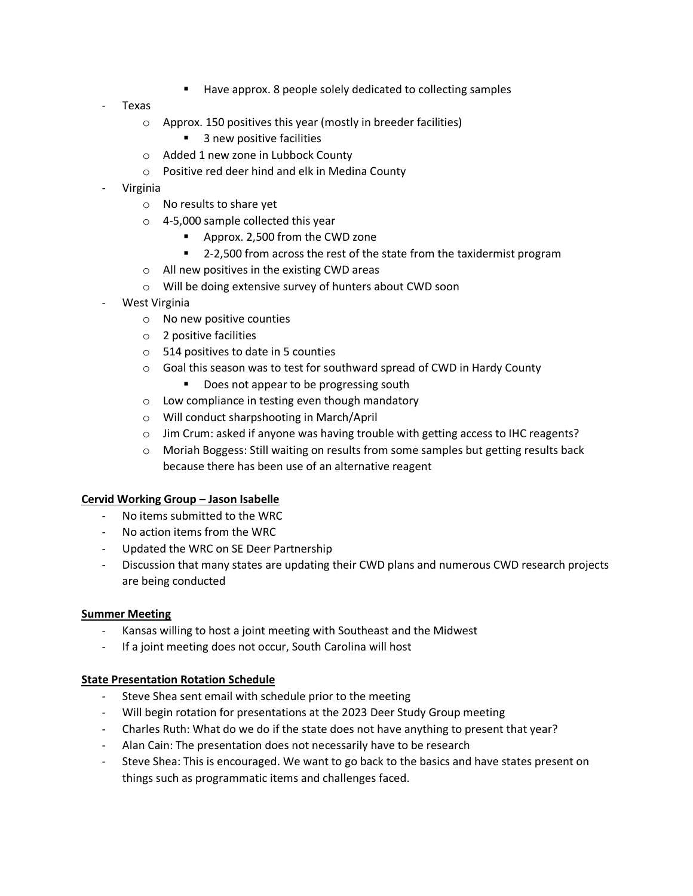- Have approx. 8 people solely dedicated to collecting samples
- Texas
    - Approx. 150 positives this year (mostly in breeder facilities)
        - 3 new positive facilities
    - Added 1 new zone in Lubbock County
    - Positive red deer hind and elk in Medina County
- Virginia
    - No results to share yet
    - 4-5,000 sample collected this year
        - Approx. 2,500 from the CWD zone
        - 2-2,500 from across the rest of the state from the taxidermist program
    - All new positives in the existing CWD areas
    - Will be doing extensive survey of hunters about CWD soon
- West Virginia
    - No new positive counties
    - 2 positive facilities
    - 514 positives to date in 5 counties
    - Goal this season was to test for southward spread of CWD in Hardy County
        - Does not appear to be progressing south
    - Low compliance in testing even though mandatory
    - Will conduct sharpshooting in March/April
    - Jim Crum: asked if anyone was having trouble with getting access to IHC reagents?
    - Moriah Boggess: Still waiting on results from some samples but getting results back because there has been use of an alternative reagent

**Cervid Working Group – Jason Isabelle**

- No items submitted to the WRC
- No action items from the WRC
- Updated the WRC on SE Deer Partnership
- Discussion that many states are updating their CWD plans and numerous CWD research projects are being conducted

**Summer Meeting**

- Kansas willing to host a joint meeting with Southeast and the Midwest
- If a joint meeting does not occur, South Carolina will host

**State Presentation Rotation Schedule**

- Steve Shea sent email with schedule prior to the meeting
- Will begin rotation for presentations at the 2023 Deer Study Group meeting
- Charles Ruth: What do we do if the state does not have anything to present that year?
- Alan Cain: The presentation does not necessarily have to be research
- Steve Shea: This is encouraged. We want to go back to the basics and have states present on things such as programmatic items and challenges faced.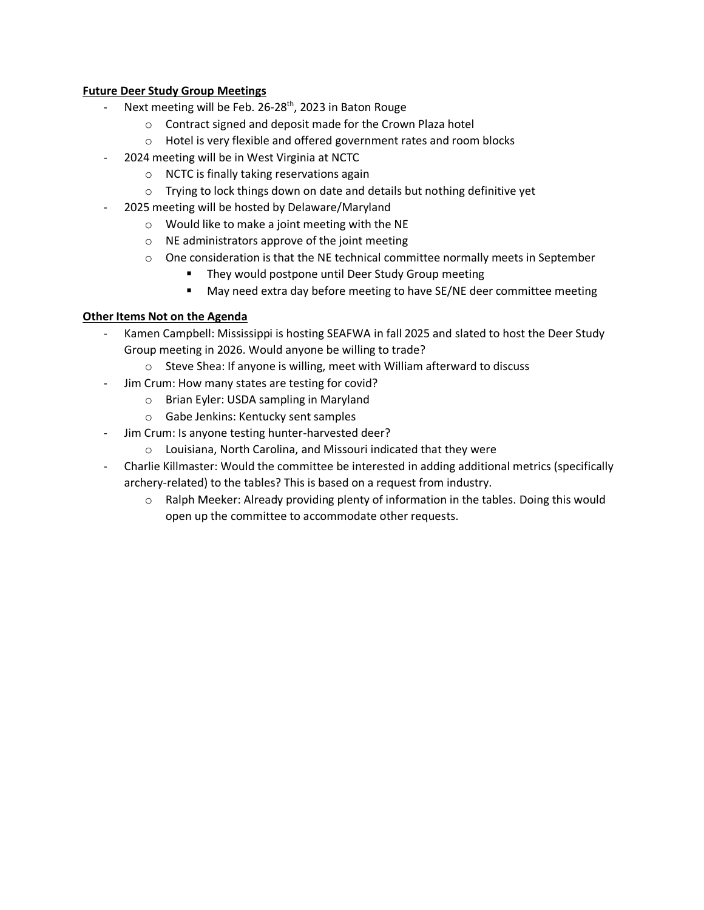**Future Deer Study Group Meetings**

- Next meeting will be Feb. 26-28th, 2023 in Baton Rouge
  - Contract signed and deposit made for the Crown Plaza hotel
  - Hotel is very flexible and offered government rates and room blocks
- 2024 meeting will be in West Virginia at NCTC
  - NCTC is finally taking reservations again
  - Trying to lock things down on date and details but nothing definitive yet
- 2025 meeting will be hosted by Delaware/Maryland
  - Would like to make a joint meeting with the NE
  - NE administrators approve of the joint meeting
  - One consideration is that the NE technical committee normally meets in September
    - They would postpone until Deer Study Group meeting
    - May need extra day before meeting to have SE/NE deer committee meeting

**Other Items Not on the Agenda**

- Kamen Campbell: Mississippi is hosting SEAFWA in fall 2025 and slated to host the Deer Study Group meeting in 2026. Would anyone be willing to trade?
  - Steve Shea: If anyone is willing, meet with William afterward to discuss
- Jim Crum: How many states are testing for covid?
  - Brian Eyler: USDA sampling in Maryland
  - Gabe Jenkins: Kentucky sent samples
- Jim Crum: Is anyone testing hunter-harvested deer?
  - Louisiana, North Carolina, and Missouri indicated that they were
- Charlie Killmaster: Would the committee be interested in adding additional metrics (specifically archery-related) to the tables? This is based on a request from industry.
  - Ralph Meeker: Already providing plenty of information in the tables. Doing this would open up the committee to accommodate other requests.